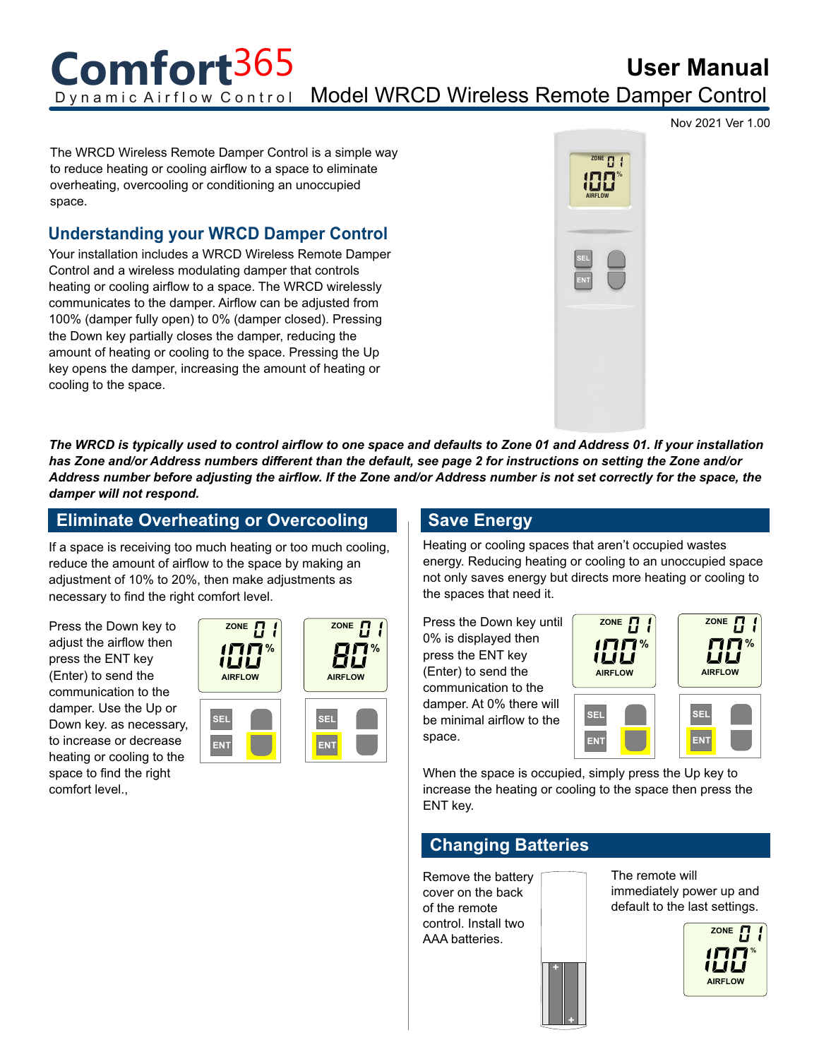# Comfort365

Dynamic Airflow Control

# User Manual

## Model WRCD Wireless Remote Damper Control

Nov 2021 Ver 1.00

The WRCD Wireless Remote Damper Control is a simple way to reduce heating or cooling airflow to a space to eliminate overheating, overcooling or conditioning an unoccupied space.

## Understanding your WRCD Damper Control

Your installation includes a WRCD Wireless Remote Damper Control and a wireless modulating damper that controls heating or cooling airflow to a space. The WRCD wirelessly communicates to the damper. Airflow can be adjusted from 100% (damper fully open) to 0% (damper closed). Pressing the Down key partially closes the damper, reducing the amount of heating or cooling to the space. Pressing the Up key opens the damper, increasing the amount of heating or cooling to the space.

***The WRCD is typically used to control airflow to one space and defaults to Zone 01 and Address 01. If your installation has Zone and/or Address numbers different than the default, see page 2 for instructions on setting the Zone and/or Address number before adjusting the airflow. If the Zone and/or Address number is not set correctly for the space, the damper will not respond.***

## Eliminate Overheating or Overcooling

If a space is receiving too much heating or too much cooling, reduce the amount of airflow to the space by making an adjustment of 10% to 20%, then make adjustments as necessary to find the right comfort level.

Press the Down key to adjust the airflow then press the ENT key (Enter) to send the communication to the damper. Use the Up or Down key. as necessary, to increase or decrease heating or cooling to the space to find the right comfort level.,

## Save Energy

Heating or cooling spaces that aren't occupied wastes energy. Reducing heating or cooling to an unoccupied space not only saves energy but directs more heating or cooling to the spaces that need it.

Press the Down key until 0% is displayed then press the ENT key (Enter) to send the communication to the damper. At 0% there will be minimal airflow to the space.

When the space is occupied, simply press the Up key to increase the heating or cooling to the space then press the ENT key.

## Changing Batteries

Remove the battery cover on the back of the remote control. Install two AAA batteries.

The remote will immediately power up and default to the last settings.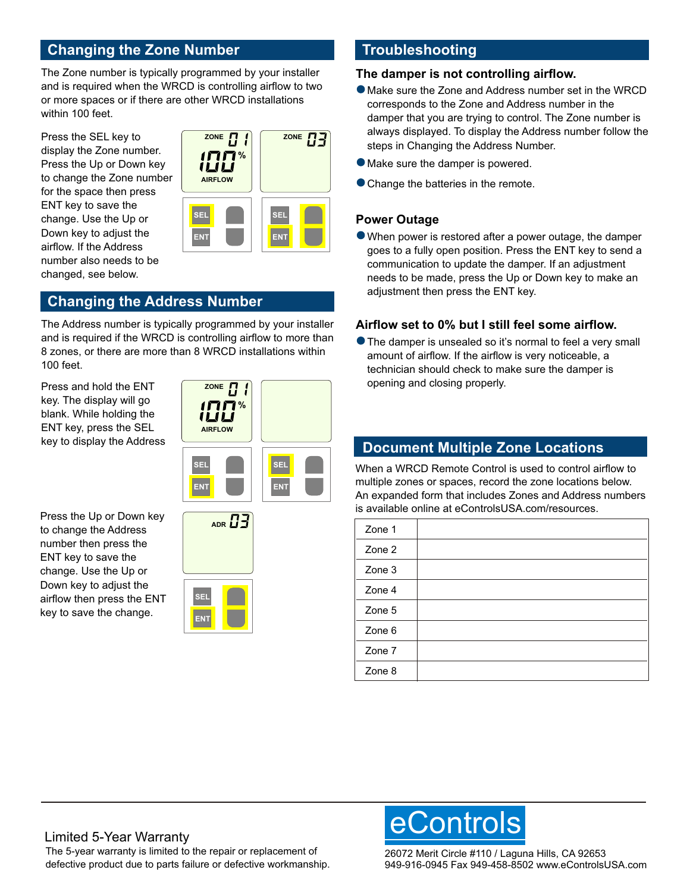## Changing the Zone Number

The Zone number is typically programmed by your installer and is required when the WRCD is controlling airflow to two or more spaces or if there are other WRCD installations within 100 feet.

Press the SEL key to display the Zone number. Press the Up or Down key to change the Zone number for the space then press ENT key to save the change. Use the Up or Down key to adjust the airflow. If the Address number also needs to be changed, see below.

ZONE 01
100%
AIRFLOW
SEL
ENT

ZONE 03
SEL
ENT

## Changing the Address Number

The Address number is typically programmed by your installer and is required if the WRCD is controlling airflow to more than 8 zones, or there are more than 8 WRCD installations within 100 feet.

Press and hold the ENT key. The display will go blank. While holding the ENT key, press the SEL key to display the Address

ZONE 01
100%
AIRFLOW
SEL
ENT

SEL
ENT

Press the Up or Down key to change the Address number then press the ENT key to save the change. Use the Up or Down key to adjust the airflow then press the ENT key to save the change.

ADR 03
SEL
ENT

## Troubleshooting

### The damper is not controlling airflow.

- Make sure the Zone and Address number set in the WRCD corresponds to the Zone and Address number in the damper that you are trying to control. The Zone number is always displayed. To display the Address number follow the steps in Changing the Address Number.
- Make sure the damper is powered.
- Change the batteries in the remote.

### Power Outage

- When power is restored after a power outage, the damper goes to a fully open position. Press the ENT key to send a communication to update the damper. If an adjustment needs to be made, press the Up or Down key to make an adjustment then press the ENT key.

### Airflow set to 0% but I still feel some airflow.

- The damper is unsealed so it's normal to feel a very small amount of airflow. If the airflow is very noticeable, a technician should check to make sure the damper is opening and closing properly.

## Document Multiple Zone Locations

When a WRCD Remote Control is used to control airflow to multiple zones or spaces, record the zone locations below. An expanded form that includes Zones and Address numbers is available online at eControlsUSA.com/resources.

| | |
|---|---|
| Zone 1 | |
| Zone 2 | |
| Zone 3 | |
| Zone 4 | |
| Zone 5 | |
| Zone 6 | |
| Zone 7 | |
| Zone 8 | |

Limited 5-Year Warranty

The 5-year warranty is limited to the repair or replacement of defective product due to parts failure or defective workmanship.

eControls

26072 Merit Circle #110 / Laguna Hills, CA 92653
949-916-0945 Fax 949-458-8502 www.eControlsUSA.com